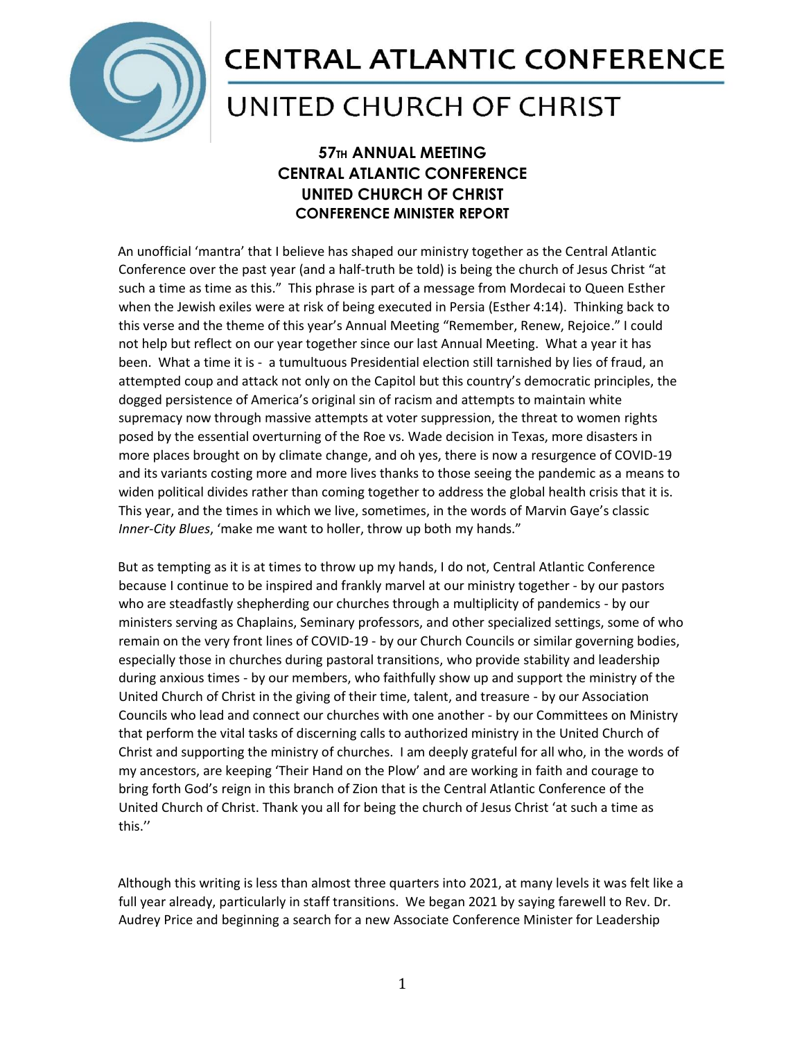# CENTRAL ATLANTIC CONFERENCE

# UNITED CHURCH OF CHRIST

## 57TH ANNUAL MEETING
## CENTRAL ATLANTIC CONFERENCE
## UNITED CHURCH OF CHRIST
## CONFERENCE MINISTER REPORT

An unofficial 'mantra' that I believe has shaped our ministry together as the Central Atlantic Conference over the past year (and a half-truth be told) is being the church of Jesus Christ "at such a time as time as this." This phrase is part of a message from Mordecai to Queen Esther when the Jewish exiles were at risk of being executed in Persia (Esther 4:14). Thinking back to this verse and the theme of this year's Annual Meeting "Remember, Renew, Rejoice." I could not help but reflect on our year together since our last Annual Meeting. What a year it has been. What a time it is - a tumultuous Presidential election still tarnished by lies of fraud, an attempted coup and attack not only on the Capitol but this country's democratic principles, the dogged persistence of America's original sin of racism and attempts to maintain white supremacy now through massive attempts at voter suppression, the threat to women rights posed by the essential overturning of the Roe vs. Wade decision in Texas, more disasters in more places brought on by climate change, and oh yes, there is now a resurgence of COVID-19 and its variants costing more and more lives thanks to those seeing the pandemic as a means to widen political divides rather than coming together to address the global health crisis that it is. This year, and the times in which we live, sometimes, in the words of Marvin Gaye's classic *Inner-City Blues*, 'make me want to holler, throw up both my hands."

But as tempting as it is at times to throw up my hands, I do not, Central Atlantic Conference because I continue to be inspired and frankly marvel at our ministry together - by our pastors who are steadfastly shepherding our churches through a multiplicity of pandemics - by our ministers serving as Chaplains, Seminary professors, and other specialized settings, some of who remain on the very front lines of COVID-19 - by our Church Councils or similar governing bodies, especially those in churches during pastoral transitions, who provide stability and leadership during anxious times - by our members, who faithfully show up and support the ministry of the United Church of Christ in the giving of their time, talent, and treasure - by our Association Councils who lead and connect our churches with one another - by our Committees on Ministry that perform the vital tasks of discerning calls to authorized ministry in the United Church of Christ and supporting the ministry of churches. I am deeply grateful for all who, in the words of my ancestors, are keeping 'Their Hand on the Plow' and are working in faith and courage to bring forth God's reign in this branch of Zion that is the Central Atlantic Conference of the United Church of Christ. Thank you all for being the church of Jesus Christ 'at such a time as this.''

Although this writing is less than almost three quarters into 2021, at many levels it was felt like a full year already, particularly in staff transitions. We began 2021 by saying farewell to Rev. Dr. Audrey Price and beginning a search for a new Associate Conference Minister for Leadership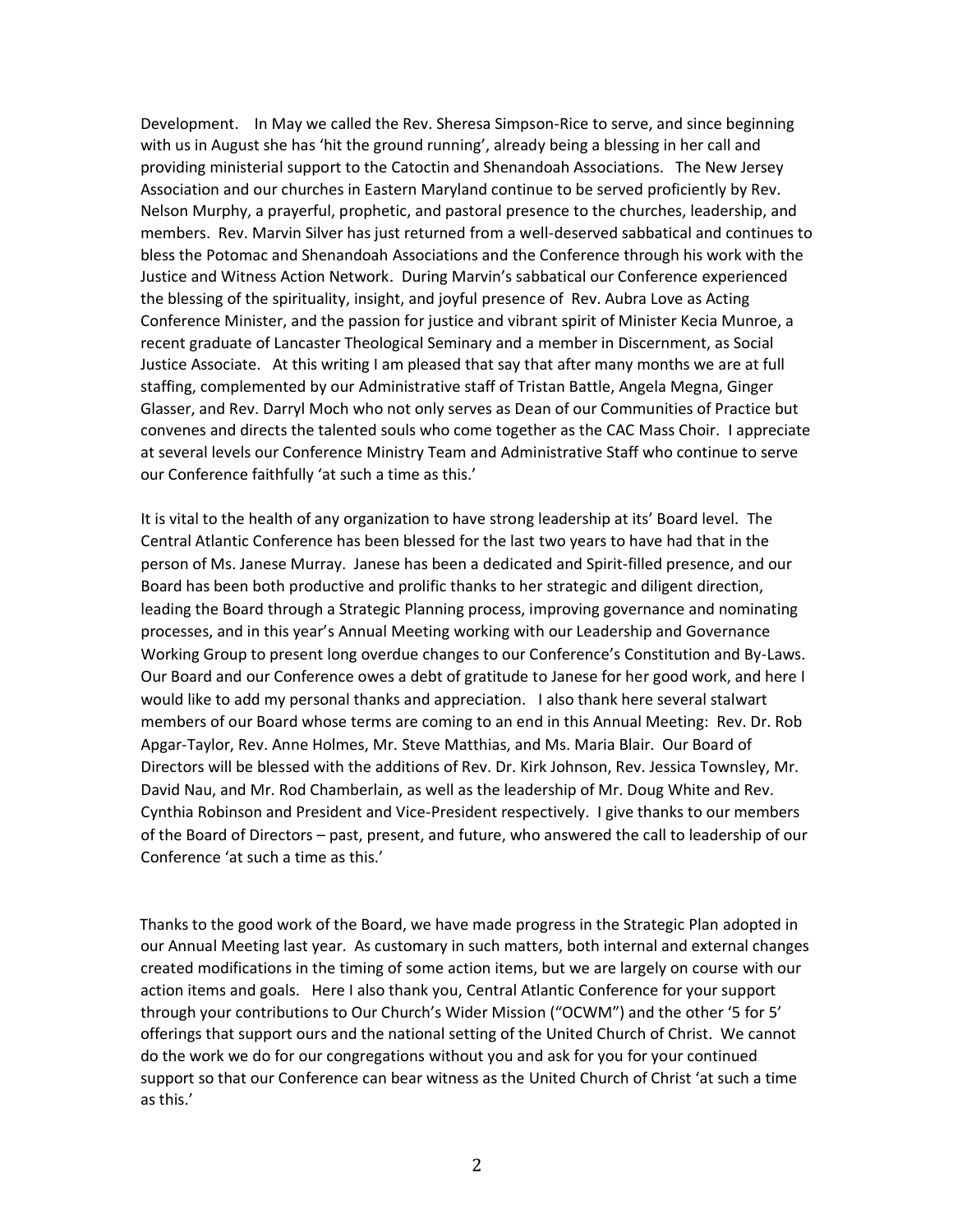Development. In May we called the Rev. Sheresa Simpson-Rice to serve, and since beginning with us in August she has 'hit the ground running', already being a blessing in her call and providing ministerial support to the Catoctin and Shenandoah Associations. The New Jersey Association and our churches in Eastern Maryland continue to be served proficiently by Rev. Nelson Murphy, a prayerful, prophetic, and pastoral presence to the churches, leadership, and members. Rev. Marvin Silver has just returned from a well-deserved sabbatical and continues to bless the Potomac and Shenandoah Associations and the Conference through his work with the Justice and Witness Action Network. During Marvin's sabbatical our Conference experienced the blessing of the spirituality, insight, and joyful presence of Rev. Aubra Love as Acting Conference Minister, and the passion for justice and vibrant spirit of Minister Kecia Munroe, a recent graduate of Lancaster Theological Seminary and a member in Discernment, as Social Justice Associate. At this writing I am pleased that say that after many months we are at full staffing, complemented by our Administrative staff of Tristan Battle, Angela Megna, Ginger Glasser, and Rev. Darryl Moch who not only serves as Dean of our Communities of Practice but convenes and directs the talented souls who come together as the CAC Mass Choir. I appreciate at several levels our Conference Ministry Team and Administrative Staff who continue to serve our Conference faithfully 'at such a time as this.'

It is vital to the health of any organization to have strong leadership at its' Board level. The Central Atlantic Conference has been blessed for the last two years to have had that in the person of Ms. Janese Murray. Janese has been a dedicated and Spirit-filled presence, and our Board has been both productive and prolific thanks to her strategic and diligent direction, leading the Board through a Strategic Planning process, improving governance and nominating processes, and in this year's Annual Meeting working with our Leadership and Governance Working Group to present long overdue changes to our Conference's Constitution and By-Laws. Our Board and our Conference owes a debt of gratitude to Janese for her good work, and here I would like to add my personal thanks and appreciation. I also thank here several stalwart members of our Board whose terms are coming to an end in this Annual Meeting: Rev. Dr. Rob Apgar-Taylor, Rev. Anne Holmes, Mr. Steve Matthias, and Ms. Maria Blair. Our Board of Directors will be blessed with the additions of Rev. Dr. Kirk Johnson, Rev. Jessica Townsley, Mr. David Nau, and Mr. Rod Chamberlain, as well as the leadership of Mr. Doug White and Rev. Cynthia Robinson and President and Vice-President respectively. I give thanks to our members of the Board of Directors – past, present, and future, who answered the call to leadership of our Conference 'at such a time as this.'

Thanks to the good work of the Board, we have made progress in the Strategic Plan adopted in our Annual Meeting last year. As customary in such matters, both internal and external changes created modifications in the timing of some action items, but we are largely on course with our action items and goals. Here I also thank you, Central Atlantic Conference for your support through your contributions to Our Church's Wider Mission ("OCWM") and the other '5 for 5' offerings that support ours and the national setting of the United Church of Christ. We cannot do the work we do for our congregations without you and ask for you for your continued support so that our Conference can bear witness as the United Church of Christ 'at such a time as this.'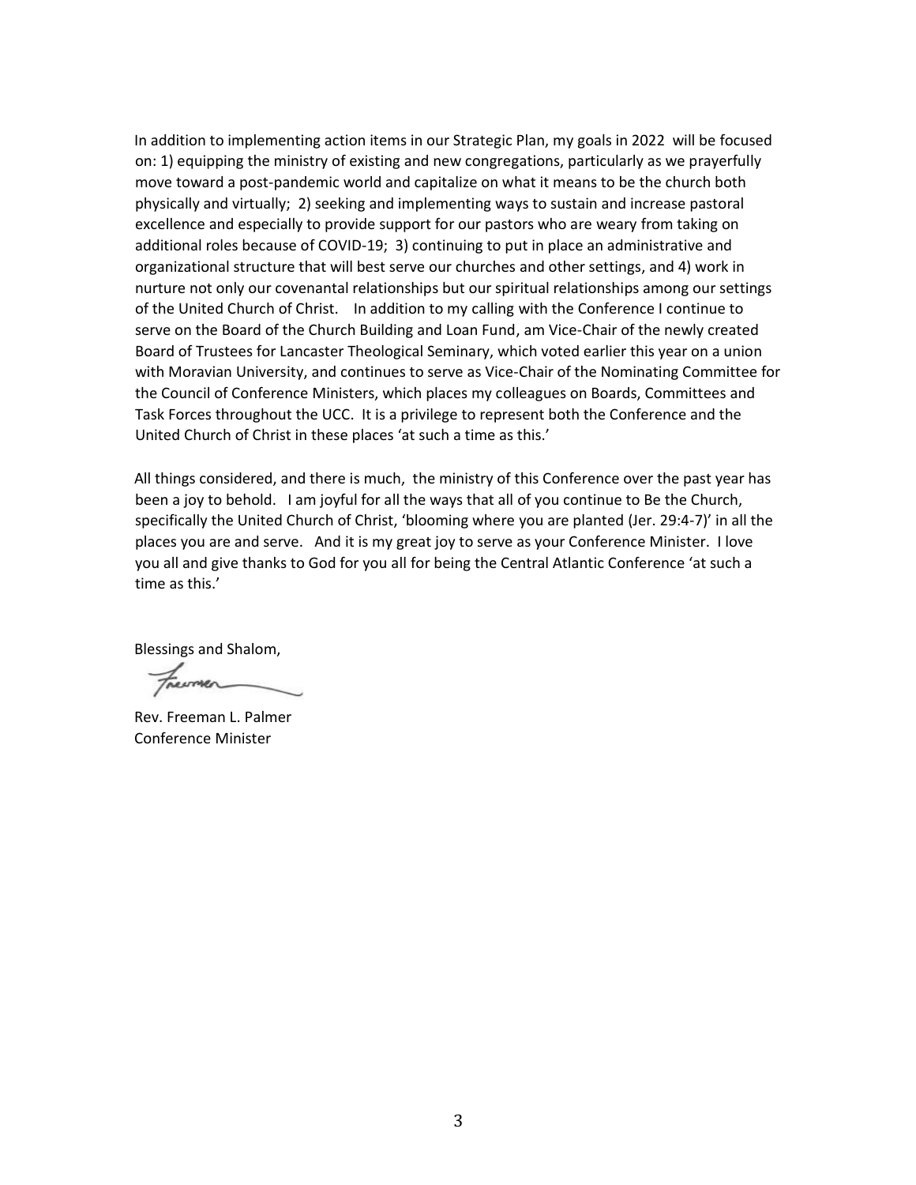In addition to implementing action items in our Strategic Plan, my goals in 2022 will be focused on: 1) equipping the ministry of existing and new congregations, particularly as we prayerfully move toward a post-pandemic world and capitalize on what it means to be the church both physically and virtually; 2) seeking and implementing ways to sustain and increase pastoral excellence and especially to provide support for our pastors who are weary from taking on additional roles because of COVID-19; 3) continuing to put in place an administrative and organizational structure that will best serve our churches and other settings, and 4) work in nurture not only our covenantal relationships but our spiritual relationships among our settings of the United Church of Christ. In addition to my calling with the Conference I continue to serve on the Board of the Church Building and Loan Fund, am Vice-Chair of the newly created Board of Trustees for Lancaster Theological Seminary, which voted earlier this year on a union with Moravian University, and continues to serve as Vice-Chair of the Nominating Committee for the Council of Conference Ministers, which places my colleagues on Boards, Committees and Task Forces throughout the UCC. It is a privilege to represent both the Conference and the United Church of Christ in these places 'at such a time as this.'

All things considered, and there is much, the ministry of this Conference over the past year has been a joy to behold. I am joyful for all the ways that all of you continue to Be the Church, specifically the United Church of Christ, 'blooming where you are planted (Jer. 29:4-7)' in all the places you are and serve. And it is my great joy to serve as your Conference Minister. I love you all and give thanks to God for you all for being the Central Atlantic Conference 'at such a time as this.'

Blessings and Shalom,

Freeman

Rev. Freeman L. Palmer
Conference Minister